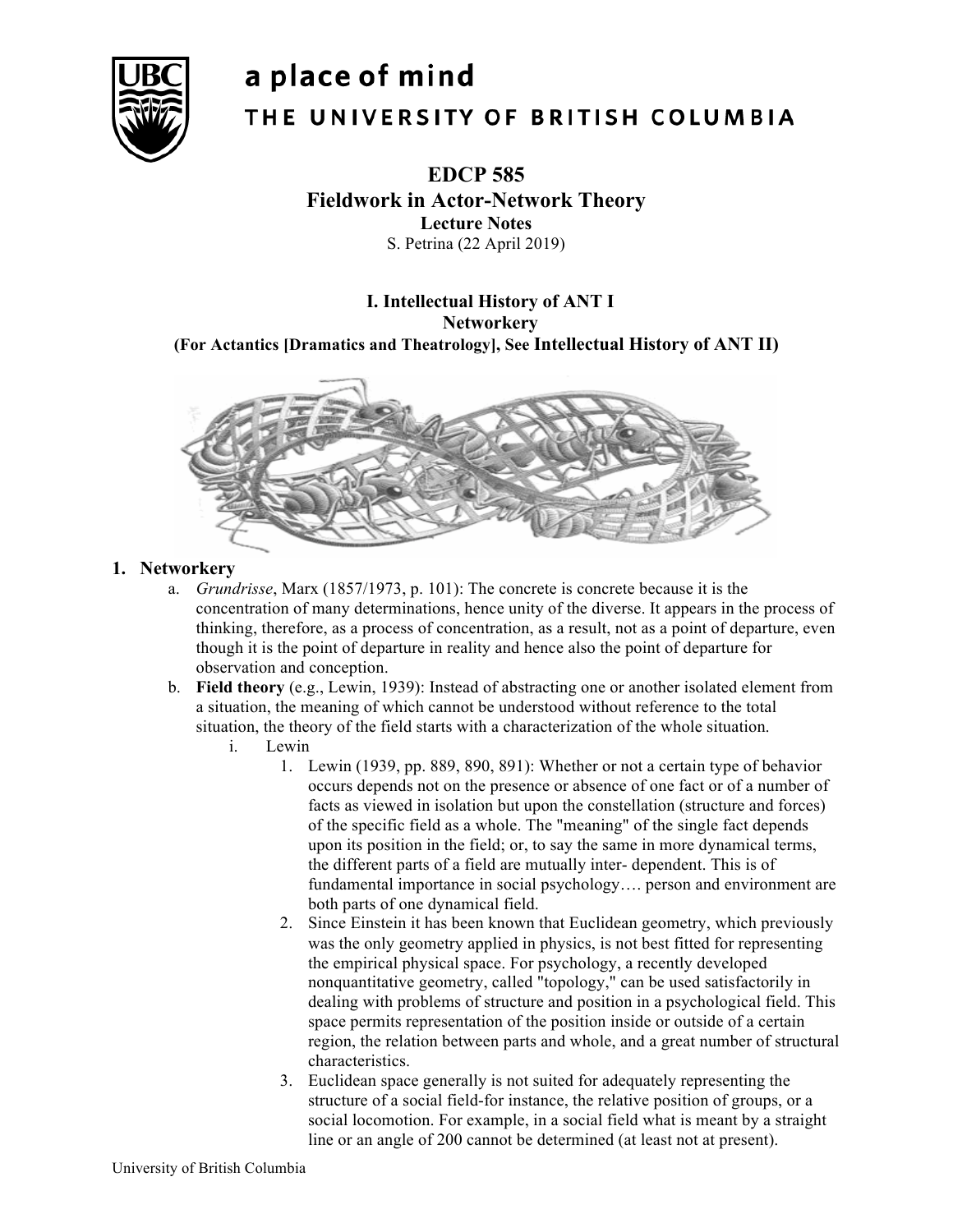a place of mind

THE UNIVERSITY OF BRITISH COLUMBIA

# EDCP 585
## Fieldwork in Actor-Network Theory
**Lecture Notes**

S. Petrina (22 April 2019)

### I. Intellectual History of ANT I
### Networkery
**(For Actantics [Dramatics and Theatrology], See Intellectual History of ANT II)**

## 1. Networkery

a. *Grundrisse*, Marx (1857/1973, p. 101): The concrete is concrete because it is the concentration of many determinations, hence unity of the diverse. It appears in the process of thinking, therefore, as a process of concentration, as a result, not as a point of departure, even though it is the point of departure in reality and hence also the point of departure for observation and conception.

b. **Field theory** (e.g., Lewin, 1939): Instead of abstracting one or another isolated element from a situation, the meaning of which cannot be understood without reference to the total situation, the theory of the field starts with a characterization of the whole situation.

   i. Lewin

      1. Lewin (1939, pp. 889, 890, 891): Whether or not a certain type of behavior occurs depends not on the presence or absence of one fact or of a number of facts as viewed in isolation but upon the constellation (structure and forces) of the specific field as a whole. The "meaning" of the single fact depends upon its position in the field; or, to say the same in more dynamical terms, the different parts of a field are mutually inter- dependent. This is of fundamental importance in social psychology…. person and environment are both parts of one dynamical field.

      2. Since Einstein it has been known that Euclidean geometry, which previously was the only geometry applied in physics, is not best fitted for representing the empirical physical space. For psychology, a recently developed nonquantitative geometry, called "topology," can be used satisfactorily in dealing with problems of structure and position in a psychological field. This space permits representation of the position inside or outside of a certain region, the relation between parts and whole, and a great number of structural characteristics.

      3. Euclidean space generally is not suited for adequately representing the structure of a social field-for instance, the relative position of groups, or a social locomotion. For example, in a social field what is meant by a straight line or an angle of 200 cannot be determined (at least not at present).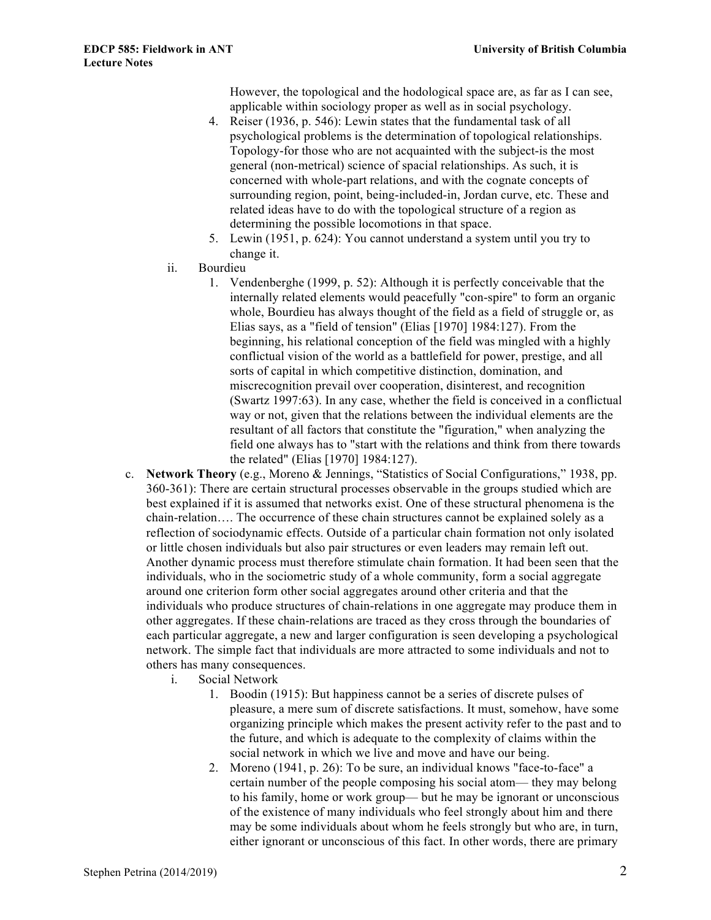However, the topological and the hodological space are, as far as I can see, applicable within sociology proper as well as in social psychology.

4. Reiser (1936, p. 546): Lewin states that the fundamental task of all psychological problems is the determination of topological relationships. Topology-for those who are not acquainted with the subject-is the most general (non-metrical) science of spacial relationships. As such, it is concerned with whole-part relations, and with the cognate concepts of surrounding region, point, being-included-in, Jordan curve, etc. These and related ideas have to do with the topological structure of a region as determining the possible locomotions in that space.
5. Lewin (1951, p. 624): You cannot understand a system until you try to change it.

ii. Bourdieu

1. Vendenberghe (1999, p. 52): Although it is perfectly conceivable that the internally related elements would peacefully "con-spire" to form an organic whole, Bourdieu has always thought of the field as a field of struggle or, as Elias says, as a "field of tension" (Elias [1970] 1984:127). From the beginning, his relational conception of the field was mingled with a highly conflictual vision of the world as a battlefield for power, prestige, and all sorts of capital in which competitive distinction, domination, and miscrecognition prevail over cooperation, disinterest, and recognition (Swartz 1997:63). In any case, whether the field is conceived in a conflictual way or not, given that the relations between the individual elements are the resultant of all factors that constitute the "figuration," when analyzing the field one always has to "start with the relations and think from there towards the related" (Elias [1970] 1984:127).

c. **Network Theory** (e.g., Moreno & Jennings, "Statistics of Social Configurations," 1938, pp. 360-361): There are certain structural processes observable in the groups studied which are best explained if it is assumed that networks exist. One of these structural phenomena is the chain-relation…. The occurrence of these chain structures cannot be explained solely as a reflection of sociodynamic effects. Outside of a particular chain formation not only isolated or little chosen individuals but also pair structures or even leaders may remain left out. Another dynamic process must therefore stimulate chain formation. It had been seen that the individuals, who in the sociometric study of a whole community, form a social aggregate around one criterion form other social aggregates around other criteria and that the individuals who produce structures of chain-relations in one aggregate may produce them in other aggregates. If these chain-relations are traced as they cross through the boundaries of each particular aggregate, a new and larger configuration is seen developing a psychological network. The simple fact that individuals are more attracted to some individuals and not to others has many consequences.

i. Social Network

1. Boodin (1915): But happiness cannot be a series of discrete pulses of pleasure, a mere sum of discrete satisfactions. It must, somehow, have some organizing principle which makes the present activity refer to the past and to the future, and which is adequate to the complexity of claims within the social network in which we live and move and have our being.
2. Moreno (1941, p. 26): To be sure, an individual knows "face-to-face" a certain number of the people composing his social atom— they may belong to his family, home or work group— but he may be ignorant or unconscious of the existence of many individuals who feel strongly about him and there may be some individuals about whom he feels strongly but who are, in turn, either ignorant or unconscious of this fact. In other words, there are primary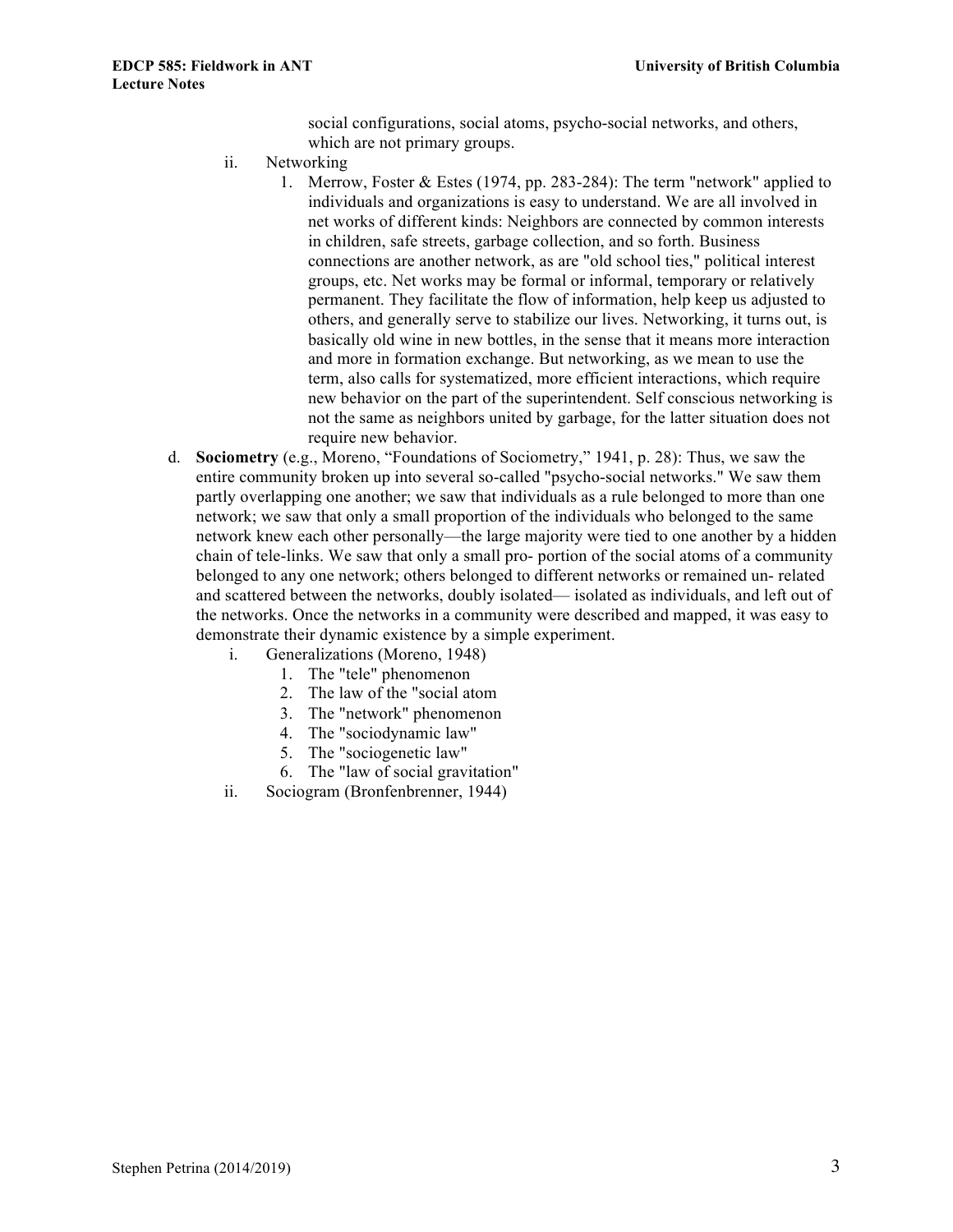social configurations, social atoms, psycho-social networks, and others, which are not primary groups.

ii. Networking

1. Merrow, Foster & Estes (1974, pp. 283-284): The term "network" applied to individuals and organizations is easy to understand. We are all involved in net works of different kinds: Neighbors are connected by common interests in children, safe streets, garbage collection, and so forth. Business connections are another network, as are "old school ties," political interest groups, etc. Net works may be formal or informal, temporary or relatively permanent. They facilitate the flow of information, help keep us adjusted to others, and generally serve to stabilize our lives. Networking, it turns out, is basically old wine in new bottles, in the sense that it means more interaction and more in formation exchange. But networking, as we mean to use the term, also calls for systematized, more efficient interactions, which require new behavior on the part of the superintendent. Self conscious networking is not the same as neighbors united by garbage, for the latter situation does not require new behavior.

d. **Sociometry** (e.g., Moreno, "Foundations of Sociometry," 1941, p. 28): Thus, we saw the entire community broken up into several so-called "psycho-social networks." We saw them partly overlapping one another; we saw that individuals as a rule belonged to more than one network; we saw that only a small proportion of the individuals who belonged to the same network knew each other personally—the large majority were tied to one another by a hidden chain of tele-links. We saw that only a small pro- portion of the social atoms of a community belonged to any one network; others belonged to different networks or remained un- related and scattered between the networks, doubly isolated— isolated as individuals, and left out of the networks. Once the networks in a community were described and mapped, it was easy to demonstrate their dynamic existence by a simple experiment.

i. Generalizations (Moreno, 1948)
   1. The "tele" phenomenon
   2. The law of the "social atom
   3. The "network" phenomenon
   4. The "sociodynamic law"
   5. The "sociogenetic law"
   6. The "law of social gravitation"

ii. Sociogram (Bronfenbrenner, 1944)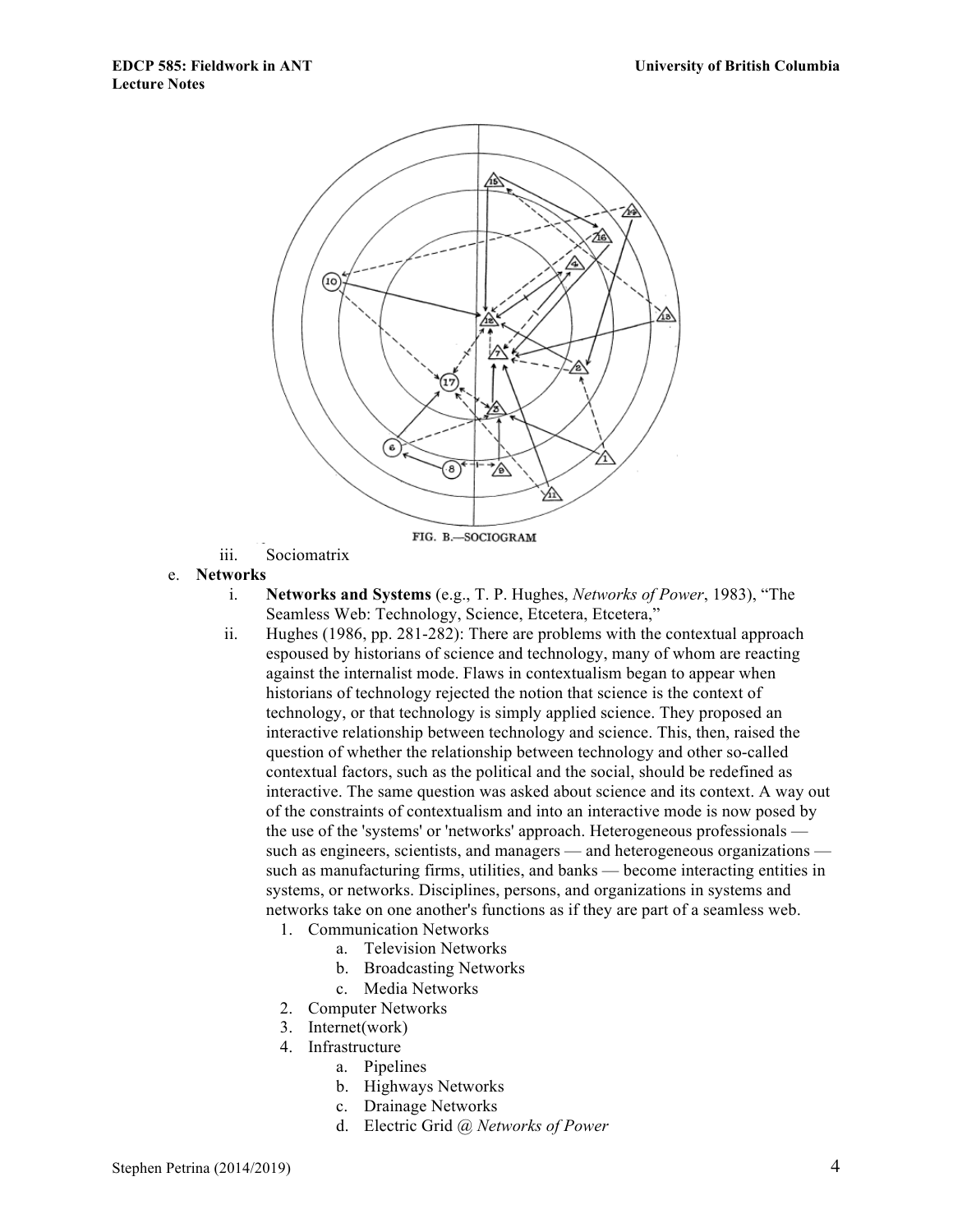FIG. B.—SOCIOGRAM

iii. Sociomatrix

e. **Networks**

i. **Networks and Systems** (e.g., T. P. Hughes, *Networks of Power*, 1983), “The Seamless Web: Technology, Science, Etcetera, Etcetera,”

ii. Hughes (1986, pp. 281-282): There are problems with the contextual approach espoused by historians of science and technology, many of whom are reacting against the internalist mode. Flaws in contextualism began to appear when historians of technology rejected the notion that science is the context of technology, or that technology is simply applied science. They proposed an interactive relationship between technology and science. This, then, raised the question of whether the relationship between technology and other so-called contextual factors, such as the political and the social, should be redefined as interactive. The same question was asked about science and its context. A way out of the constraints of contextualism and into an interactive mode is now posed by the use of the 'systems' or 'networks' approach. Heterogeneous professionals — such as engineers, scientists, and managers — and heterogeneous organizations — such as manufacturing firms, utilities, and banks — become interacting entities in systems, or networks. Disciplines, persons, and organizations in systems and networks take on one another's functions as if they are part of a seamless web.

1. Communication Networks
   a. Television Networks
   b. Broadcasting Networks
   c. Media Networks
2. Computer Networks
3. Internet(work)
4. Infrastructure
   a. Pipelines
   b. Highways Networks
   c. Drainage Networks
   d. Electric Grid @ *Networks of Power*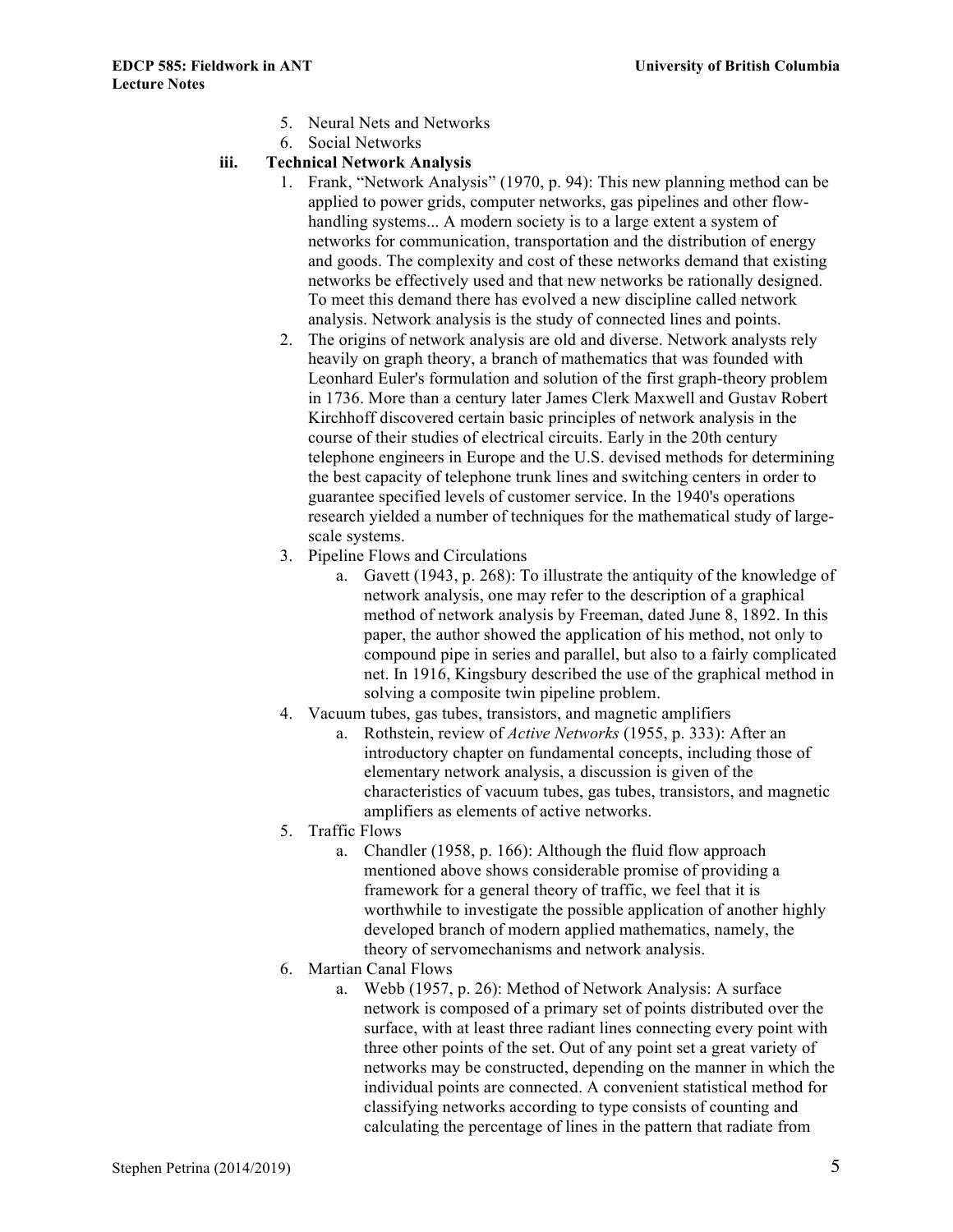5. Neural Nets and Networks
6. Social Networks

**iii. Technical Network Analysis**

1. Frank, "Network Analysis" (1970, p. 94): This new planning method can be applied to power grids, computer networks, gas pipelines and other flow-handling systems... A modern society is to a large extent a system of networks for communication, transportation and the distribution of energy and goods. The complexity and cost of these networks demand that existing networks be effectively used and that new networks be rationally designed. To meet this demand there has evolved a new discipline called network analysis. Network analysis is the study of connected lines and points.
2. The origins of network analysis are old and diverse. Network analysts rely heavily on graph theory, a branch of mathematics that was founded with Leonhard Euler's formulation and solution of the first graph-theory problem in 1736. More than a century later James Clerk Maxwell and Gustav Robert Kirchhoff discovered certain basic principles of network analysis in the course of their studies of electrical circuits. Early in the 20th century telephone engineers in Europe and the U.S. devised methods for determining the best capacity of telephone trunk lines and switching centers in order to guarantee specified levels of customer service. In the 1940's operations research yielded a number of techniques for the mathematical study of large-scale systems.
3. Pipeline Flows and Circulations
   a. Gavett (1943, p. 268): To illustrate the antiquity of the knowledge of network analysis, one may refer to the description of a graphical method of network analysis by Freeman, dated June 8, 1892. In this paper, the author showed the application of his method, not only to compound pipe in series and parallel, but also to a fairly complicated net. In 1916, Kingsbury described the use of the graphical method in solving a composite twin pipeline problem.
4. Vacuum tubes, gas tubes, transistors, and magnetic amplifiers
   a. Rothstein, review of *Active Networks* (1955, p. 333): After an introductory chapter on fundamental concepts, including those of elementary network analysis, a discussion is given of the characteristics of vacuum tubes, gas tubes, transistors, and magnetic amplifiers as elements of active networks.
5. Traffic Flows
   a. Chandler (1958, p. 166): Although the fluid flow approach mentioned above shows considerable promise of providing a framework for a general theory of traffic, we feel that it is worthwhile to investigate the possible application of another highly developed branch of modern applied mathematics, namely, the theory of servomechanisms and network analysis.
6. Martian Canal Flows
   a. Webb (1957, p. 26): Method of Network Analysis: A surface network is composed of a primary set of points distributed over the surface, with at least three radiant lines connecting every point with three other points of the set. Out of any point set a great variety of networks may be constructed, depending on the manner in which the individual points are connected. A convenient statistical method for classifying networks according to type consists of counting and calculating the percentage of lines in the pattern that radiate from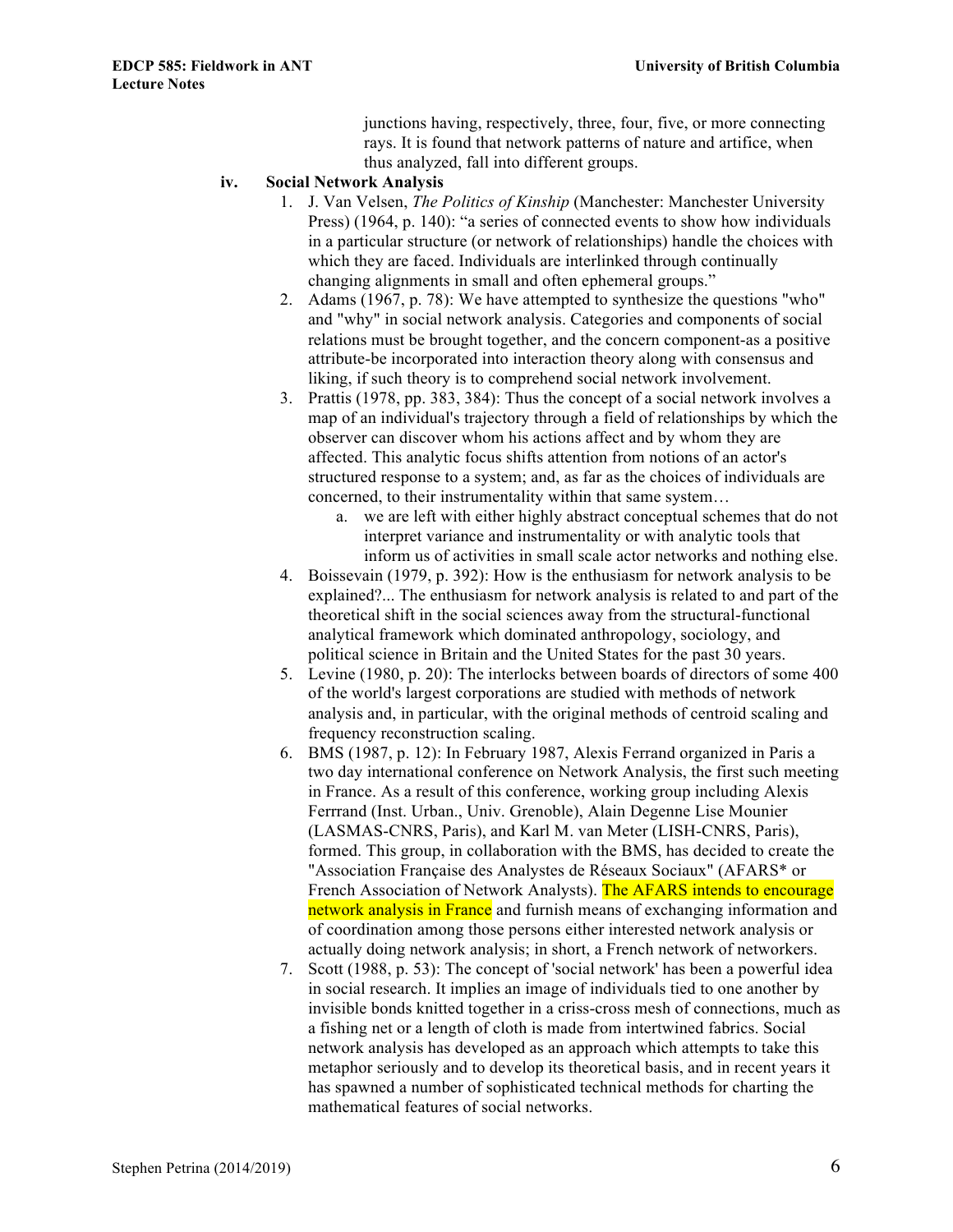junctions having, respectively, three, four, five, or more connecting rays. It is found that network patterns of nature and artifice, when thus analyzed, fall into different groups.

iv. **Social Network Analysis**

1. J. Van Velsen, *The Politics of Kinship* (Manchester: Manchester University Press) (1964, p. 140): "a series of connected events to show how individuals in a particular structure (or network of relationships) handle the choices with which they are faced. Individuals are interlinked through continually changing alignments in small and often ephemeral groups."
2. Adams (1967, p. 78): We have attempted to synthesize the questions "who" and "why" in social network analysis. Categories and components of social relations must be brought together, and the concern component-as a positive attribute-be incorporated into interaction theory along with consensus and liking, if such theory is to comprehend social network involvement.
3. Prattis (1978, pp. 383, 384): Thus the concept of a social network involves a map of an individual's trajectory through a field of relationships by which the observer can discover whom his actions affect and by whom they are affected. This analytic focus shifts attention from notions of an actor's structured response to a system; and, as far as the choices of individuals are concerned, to their instrumentality within that same system…
   a. we are left with either highly abstract conceptual schemes that do not interpret variance and instrumentality or with analytic tools that inform us of activities in small scale actor networks and nothing else.
4. Boissevain (1979, p. 392): How is the enthusiasm for network analysis to be explained?... The enthusiasm for network analysis is related to and part of the theoretical shift in the social sciences away from the structural-functional analytical framework which dominated anthropology, sociology, and political science in Britain and the United States for the past 30 years.
5. Levine (1980, p. 20): The interlocks between boards of directors of some 400 of the world's largest corporations are studied with methods of network analysis and, in particular, with the original methods of centroid scaling and frequency reconstruction scaling.
6. BMS (1987, p. 12): In February 1987, Alexis Ferrand organized in Paris a two day international conference on Network Analysis, the first such meeting in France. As a result of this conference, working group including Alexis Ferrrand (Inst. Urban., Univ. Grenoble), Alain Degenne Lise Mounier (LASMAS-CNRS, Paris), and Karl M. van Meter (LISH-CNRS, Paris), formed. This group, in collaboration with the BMS, has decided to create the "Association Française des Analystes de Réseaux Sociaux" (AFARS* or French Association of Network Analysts). The AFARS intends to encourage network analysis in France and furnish means of exchanging information and of coordination among those persons either interested network analysis or actually doing network analysis; in short, a French network of networkers.
7. Scott (1988, p. 53): The concept of 'social network' has been a powerful idea in social research. It implies an image of individuals tied to one another by invisible bonds knitted together in a criss-cross mesh of connections, much as a fishing net or a length of cloth is made from intertwined fabrics. Social network analysis has developed as an approach which attempts to take this metaphor seriously and to develop its theoretical basis, and in recent years it has spawned a number of sophisticated technical methods for charting the mathematical features of social networks.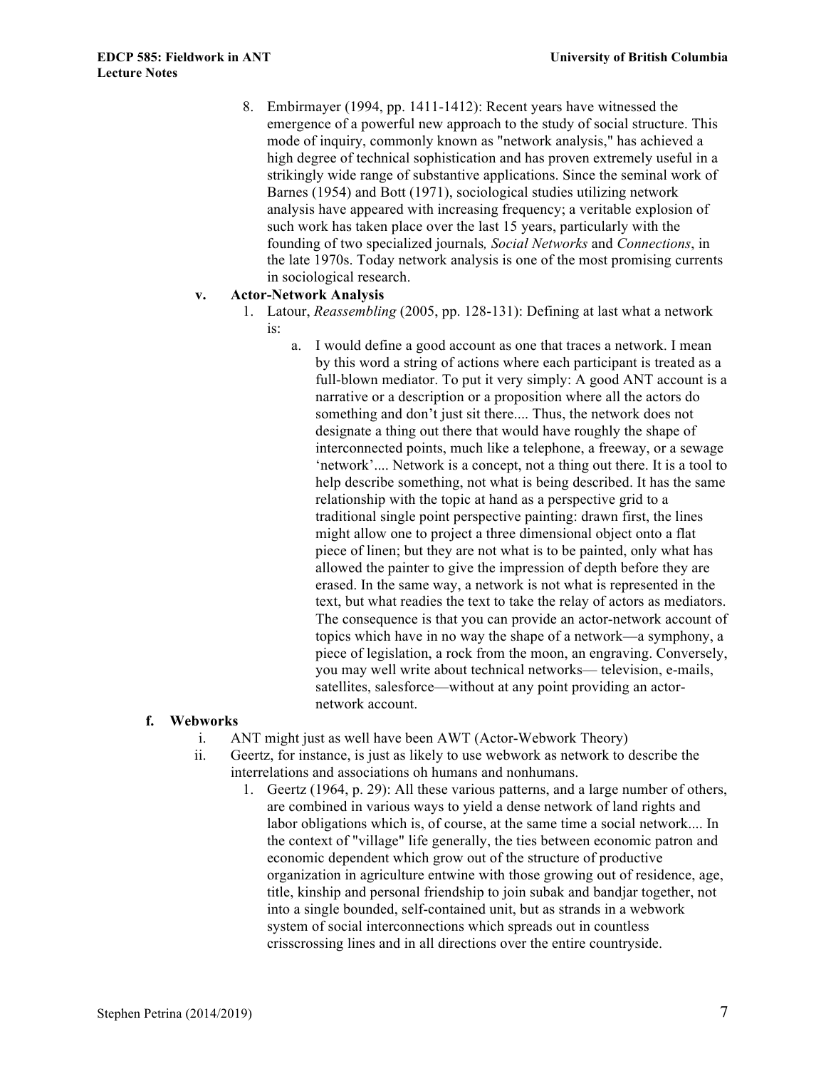8. Embirmayer (1994, pp. 1411-1412): Recent years have witnessed the emergence of a powerful new approach to the study of social structure. This mode of inquiry, commonly known as "network analysis," has achieved a high degree of technical sophistication and has proven extremely useful in a strikingly wide range of substantive applications. Since the seminal work of Barnes (1954) and Bott (1971), sociological studies utilizing network analysis have appeared with increasing frequency; a veritable explosion of such work has taken place over the last 15 years, particularly with the founding of two specialized journals*, Social Networks* and *Connections*, in the late 1970s. Today network analysis is one of the most promising currents in sociological research.

**v. Actor-Network Analysis**

1. Latour, *Reassembling* (2005, pp. 128-131): Defining at last what a network is:
   a. I would define a good account as one that traces a network. I mean by this word a string of actions where each participant is treated as a full-blown mediator. To put it very simply: A good ANT account is a narrative or a description or a proposition where all the actors do something and don't just sit there.... Thus, the network does not designate a thing out there that would have roughly the shape of interconnected points, much like a telephone, a freeway, or a sewage 'network'.... Network is a concept, not a thing out there. It is a tool to help describe something, not what is being described. It has the same relationship with the topic at hand as a perspective grid to a traditional single point perspective painting: drawn first, the lines might allow one to project a three dimensional object onto a flat piece of linen; but they are not what is to be painted, only what has allowed the painter to give the impression of depth before they are erased. In the same way, a network is not what is represented in the text, but what readies the text to take the relay of actors as mediators. The consequence is that you can provide an actor-network account of topics which have in no way the shape of a network—a symphony, a piece of legislation, a rock from the moon, an engraving. Conversely, you may well write about technical networks— television, e-mails, satellites, salesforce—without at any point providing an actor-network account.

**f. Webworks**

i. ANT might just as well have been AWT (Actor-Webwork Theory)

ii. Geertz, for instance, is just as likely to use webwork as network to describe the interrelations and associations oh humans and nonhumans.

1. Geertz (1964, p. 29): All these various patterns, and a large number of others, are combined in various ways to yield a dense network of land rights and labor obligations which is, of course, at the same time a social network.... In the context of "village" life generally, the ties between economic patron and economic dependent which grow out of the structure of productive organization in agriculture entwine with those growing out of residence, age, title, kinship and personal friendship to join subak and bandjar together, not into a single bounded, self-contained unit, but as strands in a webwork system of social interconnections which spreads out in countless crisscrossing lines and in all directions over the entire countryside.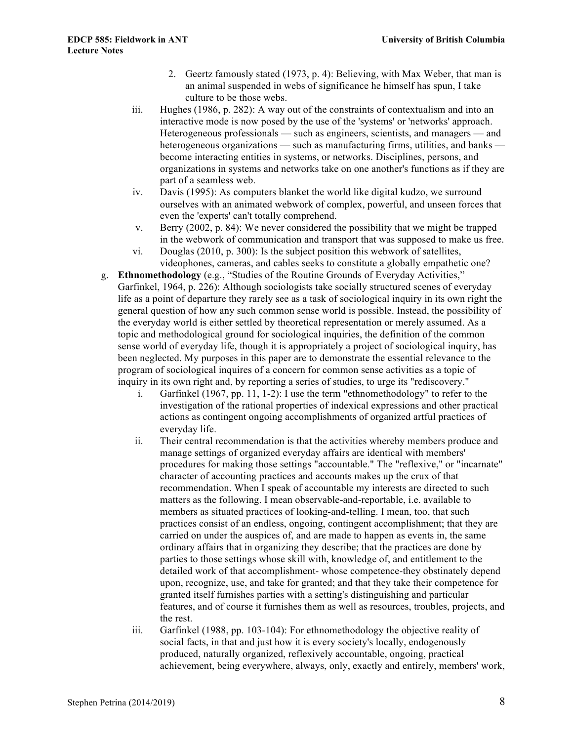2. Geertz famously stated (1973, p. 4): Believing, with Max Weber, that man is an animal suspended in webs of significance he himself has spun, I take culture to be those webs.

iii. Hughes (1986, p. 282): A way out of the constraints of contextualism and into an interactive mode is now posed by the use of the 'systems' or 'networks' approach. Heterogeneous professionals — such as engineers, scientists, and managers — and heterogeneous organizations — such as manufacturing firms, utilities, and banks — become interacting entities in systems, or networks. Disciplines, persons, and organizations in systems and networks take on one another's functions as if they are part of a seamless web.

iv. Davis (1995): As computers blanket the world like digital kudzo, we surround ourselves with an animated webwork of complex, powerful, and unseen forces that even the 'experts' can't totally comprehend.

v. Berry (2002, p. 84): We never considered the possibility that we might be trapped in the webwork of communication and transport that was supposed to make us free.

vi. Douglas (2010, p. 300): Is the subject position this webwork of satellites, videophones, cameras, and cables seeks to constitute a globally empathetic one?

g. **Ethnomethodology** (e.g., "Studies of the Routine Grounds of Everyday Activities," Garfinkel, 1964, p. 226): Although sociologists take socially structured scenes of everyday life as a point of departure they rarely see as a task of sociological inquiry in its own right the general question of how any such common sense world is possible. Instead, the possibility of the everyday world is either settled by theoretical representation or merely assumed. As a topic and methodological ground for sociological inquiries, the definition of the common sense world of everyday life, though it is appropriately a project of sociological inquiry, has been neglected. My purposes in this paper are to demonstrate the essential relevance to the program of sociological inquires of a concern for common sense activities as a topic of inquiry in its own right and, by reporting a series of studies, to urge its "rediscovery."

i. Garfinkel (1967, pp. 11, 1-2): I use the term "ethnomethodology" to refer to the investigation of the rational properties of indexical expressions and other practical actions as contingent ongoing accomplishments of organized artful practices of everyday life.

ii. Their central recommendation is that the activities whereby members produce and manage settings of organized everyday affairs are identical with members' procedures for making those settings "accountable." The "reflexive," or "incarnate" character of accounting practices and accounts makes up the crux of that recommendation. When I speak of accountable my interests are directed to such matters as the following. I mean observable-and-reportable, i.e. available to members as situated practices of looking-and-telling. I mean, too, that such practices consist of an endless, ongoing, contingent accomplishment; that they are carried on under the auspices of, and are made to happen as events in, the same ordinary affairs that in organizing they describe; that the practices are done by parties to those settings whose skill with, knowledge of, and entitlement to the detailed work of that accomplishment- whose competence-they obstinately depend upon, recognize, use, and take for granted; and that they take their competence for granted itself furnishes parties with a setting's distinguishing and particular features, and of course it furnishes them as well as resources, troubles, projects, and the rest.

iii. Garfinkel (1988, pp. 103-104): For ethnomethodology the objective reality of social facts, in that and just how it is every society's locally, endogenously produced, naturally organized, reflexively accountable, ongoing, practical achievement, being everywhere, always, only, exactly and entirely, members' work,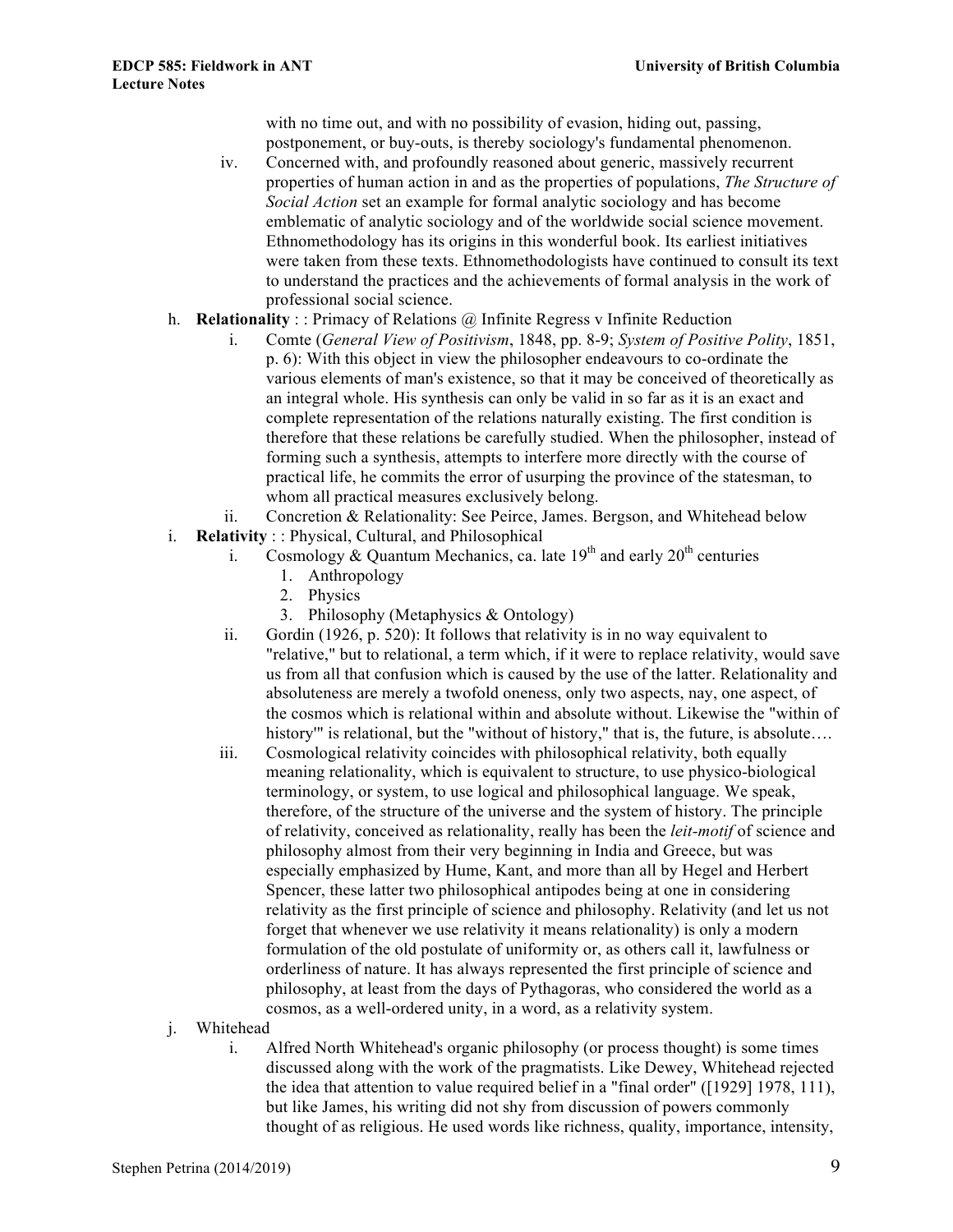with no time out, and with no possibility of evasion, hiding out, passing, postponement, or buy-outs, is thereby sociology's fundamental phenomenon.

iv. Concerned with, and profoundly reasoned about generic, massively recurrent properties of human action in and as the properties of populations, *The Structure of Social Action* set an example for formal analytic sociology and has become emblematic of analytic sociology and of the worldwide social science movement. Ethnomethodology has its origins in this wonderful book. Its earliest initiatives were taken from these texts. Ethnomethodologists have continued to consult its text to understand the practices and the achievements of formal analysis in the work of professional social science.

h. **Relationality** : : Primacy of Relations @ Infinite Regress v Infinite Reduction

   i. Comte (*General View of Positivism*, 1848, pp. 8-9; *System of Positive Polity*, 1851, p. 6): With this object in view the philosopher endeavours to co-ordinate the various elements of man's existence, so that it may be conceived of theoretically as an integral whole. His synthesis can only be valid in so far as it is an exact and complete representation of the relations naturally existing. The first condition is therefore that these relations be carefully studied. When the philosopher, instead of forming such a synthesis, attempts to interfere more directly with the course of practical life, he commits the error of usurping the province of the statesman, to whom all practical measures exclusively belong.

   ii. Concretion & Relationality: See Peirce, James. Bergson, and Whitehead below

i. **Relativity** : : Physical, Cultural, and Philosophical

   i. Cosmology & Quantum Mechanics, ca. late 19th and early 20th centuries
      1. Anthropology
      2. Physics
      3. Philosophy (Metaphysics & Ontology)

   ii. Gordin (1926, p. 520): It follows that relativity is in no way equivalent to "relative," but to relational, a term which, if it were to replace relativity, would save us from all that confusion which is caused by the use of the latter. Relationality and absoluteness are merely a twofold oneness, only two aspects, nay, one aspect, of the cosmos which is relational within and absolute without. Likewise the "within of history'" is relational, but the "without of history," that is, the future, is absolute….

   iii. Cosmological relativity coincides with philosophical relativity, both equally meaning relationality, which is equivalent to structure, to use physico-biological terminology, or system, to use logical and philosophical language. We speak, therefore, of the structure of the universe and the system of history. The principle of relativity, conceived as relationality, really has been the *leit-motif* of science and philosophy almost from their very beginning in India and Greece, but was especially emphasized by Hume, Kant, and more than all by Hegel and Herbert Spencer, these latter two philosophical antipodes being at one in considering relativity as the first principle of science and philosophy. Relativity (and let us not forget that whenever we use relativity it means relationality) is only a modern formulation of the old postulate of uniformity or, as others call it, lawfulness or orderliness of nature. It has always represented the first principle of science and philosophy, at least from the days of Pythagoras, who considered the world as a cosmos, as a well-ordered unity, in a word, as a relativity system.

j. Whitehead

   i. Alfred North Whitehead's organic philosophy (or process thought) is some times discussed along with the work of the pragmatists. Like Dewey, Whitehead rejected the idea that attention to value required belief in a "final order" ([1929] 1978, 111), but like James, his writing did not shy from discussion of powers commonly thought of as religious. He used words like richness, quality, importance, intensity,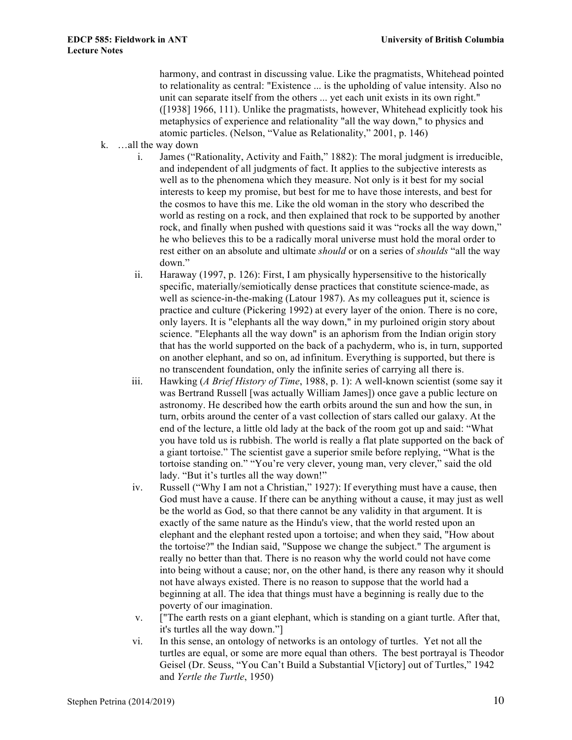harmony, and contrast in discussing value. Like the pragmatists, Whitehead pointed to relationality as central: "Existence ... is the upholding of value intensity. Also no unit can separate itself from the others ... yet each unit exists in its own right." ([1938] 1966, 111). Unlike the pragmatists, however, Whitehead explicitly took his metaphysics of experience and relationality "all the way down," to physics and atomic particles. (Nelson, "Value as Relationality," 2001, p. 146)

k. …all the way down

i. James ("Rationality, Activity and Faith," 1882): The moral judgment is irreducible, and independent of all judgments of fact. It applies to the subjective interests as well as to the phenomena which they measure. Not only is it best for my social interests to keep my promise, but best for me to have those interests, and best for the cosmos to have this me. Like the old woman in the story who described the world as resting on a rock, and then explained that rock to be supported by another rock, and finally when pushed with questions said it was "rocks all the way down," he who believes this to be a radically moral universe must hold the moral order to rest either on an absolute and ultimate *should* or on a series of *shoulds* "all the way down."

ii. Haraway (1997, p. 126): First, I am physically hypersensitive to the historically specific, materially/semiotically dense practices that constitute science-made, as well as science-in-the-making (Latour 1987). As my colleagues put it, science is practice and culture (Pickering 1992) at every layer of the onion. There is no core, only layers. It is "elephants all the way down," in my purloined origin story about science. "Elephants all the way down" is an aphorism from the Indian origin story that has the world supported on the back of a pachyderm, who is, in turn, supported on another elephant, and so on, ad infinitum. Everything is supported, but there is no transcendent foundation, only the infinite series of carrying all there is.

iii. Hawking (*A Brief History of Time*, 1988, p. 1): A well-known scientist (some say it was Bertrand Russell [was actually William James]) once gave a public lecture on astronomy. He described how the earth orbits around the sun and how the sun, in turn, orbits around the center of a vast collection of stars called our galaxy. At the end of the lecture, a little old lady at the back of the room got up and said: "What you have told us is rubbish. The world is really a flat plate supported on the back of a giant tortoise." The scientist gave a superior smile before replying, "What is the tortoise standing on." "You're very clever, young man, very clever," said the old lady. "But it's turtles all the way down!"

iv. Russell ("Why I am not a Christian," 1927): If everything must have a cause, then God must have a cause. If there can be anything without a cause, it may just as well be the world as God, so that there cannot be any validity in that argument. It is exactly of the same nature as the Hindu's view, that the world rested upon an elephant and the elephant rested upon a tortoise; and when they said, "How about the tortoise?" the Indian said, "Suppose we change the subject." The argument is really no better than that. There is no reason why the world could not have come into being without a cause; nor, on the other hand, is there any reason why it should not have always existed. There is no reason to suppose that the world had a beginning at all. The idea that things must have a beginning is really due to the poverty of our imagination.

v. ["The earth rests on a giant elephant, which is standing on a giant turtle. After that, it's turtles all the way down."]

vi. In this sense, an ontology of networks is an ontology of turtles. Yet not all the turtles are equal, or some are more equal than others. The best portrayal is Theodor Geisel (Dr. Seuss, "You Can't Build a Substantial V[ictory] out of Turtles," 1942 and *Yertle the Turtle*, 1950)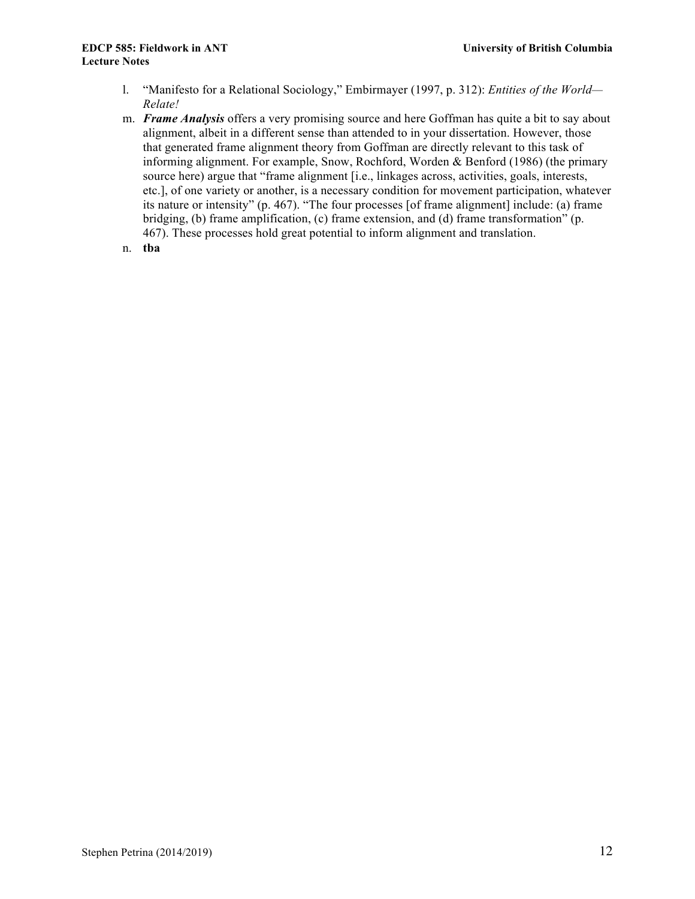l. "Manifesto for a Relational Sociology," Embirmayer (1997, p. 312): *Entities of the World—Relate!*

m. ***Frame Analysis*** offers a very promising source and here Goffman has quite a bit to say about alignment, albeit in a different sense than attended to in your dissertation. However, those that generated frame alignment theory from Goffman are directly relevant to this task of informing alignment. For example, Snow, Rochford, Worden & Benford (1986) (the primary source here) argue that "frame alignment [i.e., linkages across, activities, goals, interests, etc.], of one variety or another, is a necessary condition for movement participation, whatever its nature or intensity" (p. 467). "The four processes [of frame alignment] include: (a) frame bridging, (b) frame amplification, (c) frame extension, and (d) frame transformation" (p. 467). These processes hold great potential to inform alignment and translation.

n. **tba**